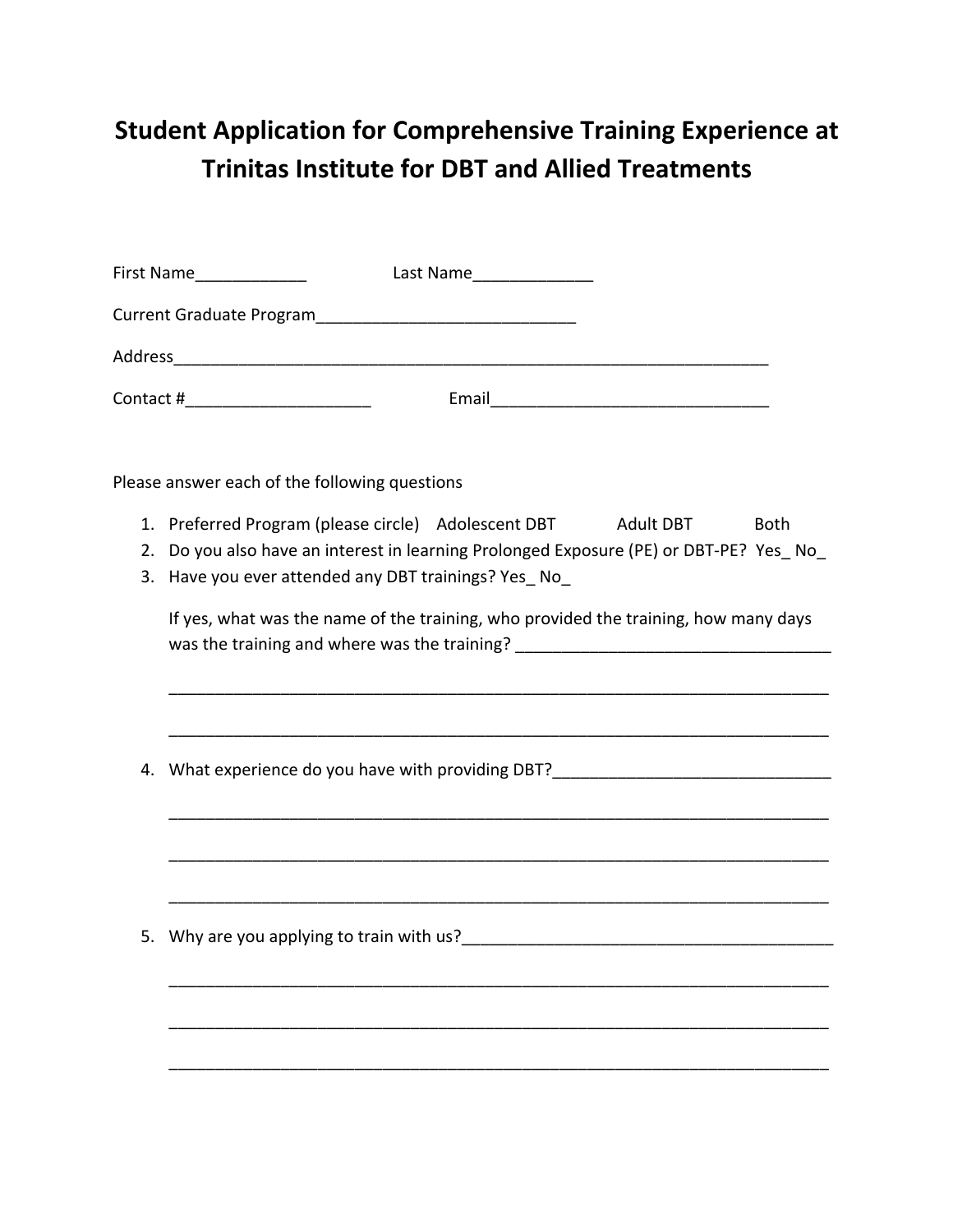# Student Application for Comprehensive Training Experience at Trinitas Institute for DBT and Allied Treatments

First Name____________ Last Name_____________

Current Graduate Program____________________________

Address_________________________________________________________________

Contact #____________________ Email______________________________

Please answer each of the following questions

1. Preferred Program (please circle) Adolescent DBT Adult DBT Both
2. Do you also have an interest in learning Prolonged Exposure (PE) or DBT-PE? Yes_ No_
3. Have you ever attended any DBT trainings? Yes_ No_

   If yes, what was the name of the training, who provided the training, how many days was the training and where was the training? _________________________________

   ________________________________________________________________________

   ________________________________________________________________________

4. What experience do you have with providing DBT?______________________________

   ________________________________________________________________________

   ________________________________________________________________________

   ________________________________________________________________________

5. Why are you applying to train with us?________________________________________

   ________________________________________________________________________

   ________________________________________________________________________

   ________________________________________________________________________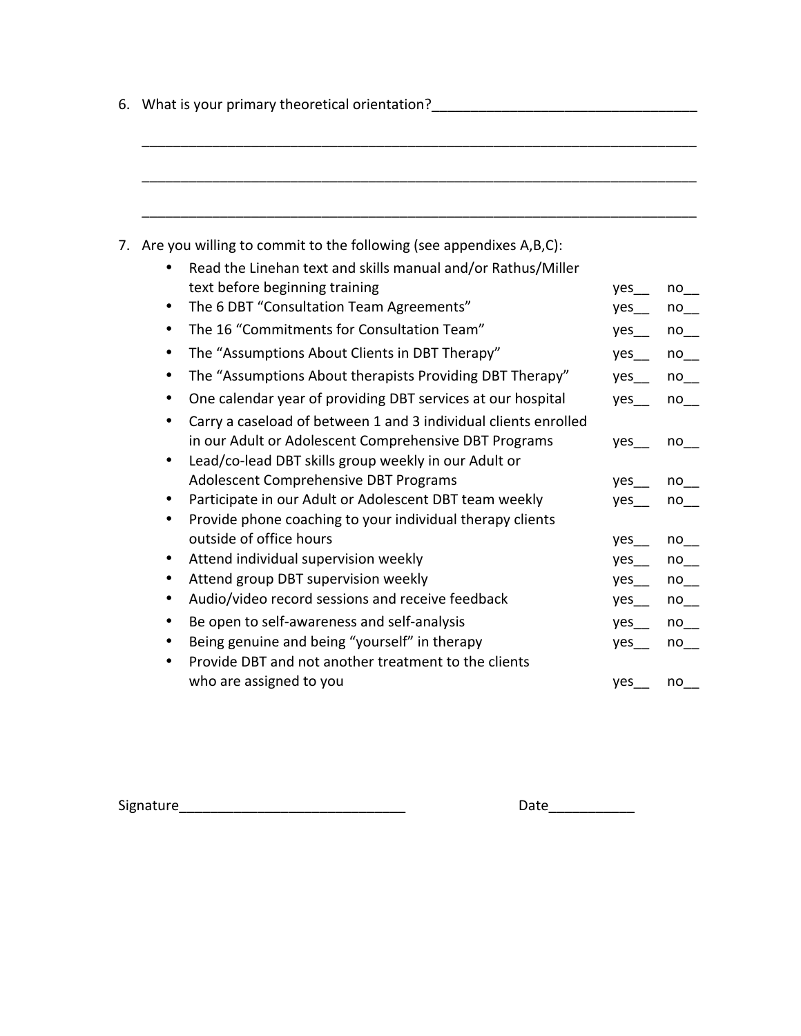6. What is your primary theoretical orientation?_________________________________

_________________________________________________________________________

_________________________________________________________________________

_________________________________________________________________________

7. Are you willing to commit to the following (see appendixes A,B,C):
   - Read the Linehan text and skills manual and/or Rathus/Miller text before beginning training yes__ no__
   - The 6 DBT "Consultation Team Agreements" yes__ no__
   - The 16 "Commitments for Consultation Team" yes__ no__
   - The "Assumptions About Clients in DBT Therapy" yes__ no__
   - The "Assumptions About therapists Providing DBT Therapy" yes__ no__
   - One calendar year of providing DBT services at our hospital yes__ no__
   - Carry a caseload of between 1 and 3 individual clients enrolled in our Adult or Adolescent Comprehensive DBT Programs yes__ no__
   - Lead/co-lead DBT skills group weekly in our Adult or Adolescent Comprehensive DBT Programs yes__ no__
   - Participate in our Adult or Adolescent DBT team weekly yes__ no__
   - Provide phone coaching to your individual therapy clients outside of office hours yes__ no__
   - Attend individual supervision weekly yes__ no__
   - Attend group DBT supervision weekly yes__ no__
   - Audio/video record sessions and receive feedback yes__ no__
   - Be open to self-awareness and self-analysis yes__ no__
   - Being genuine and being "yourself" in therapy yes__ no__
   - Provide DBT and not another treatment to the clients who are assigned to you yes__ no__

Signature_____________________________ Date___________